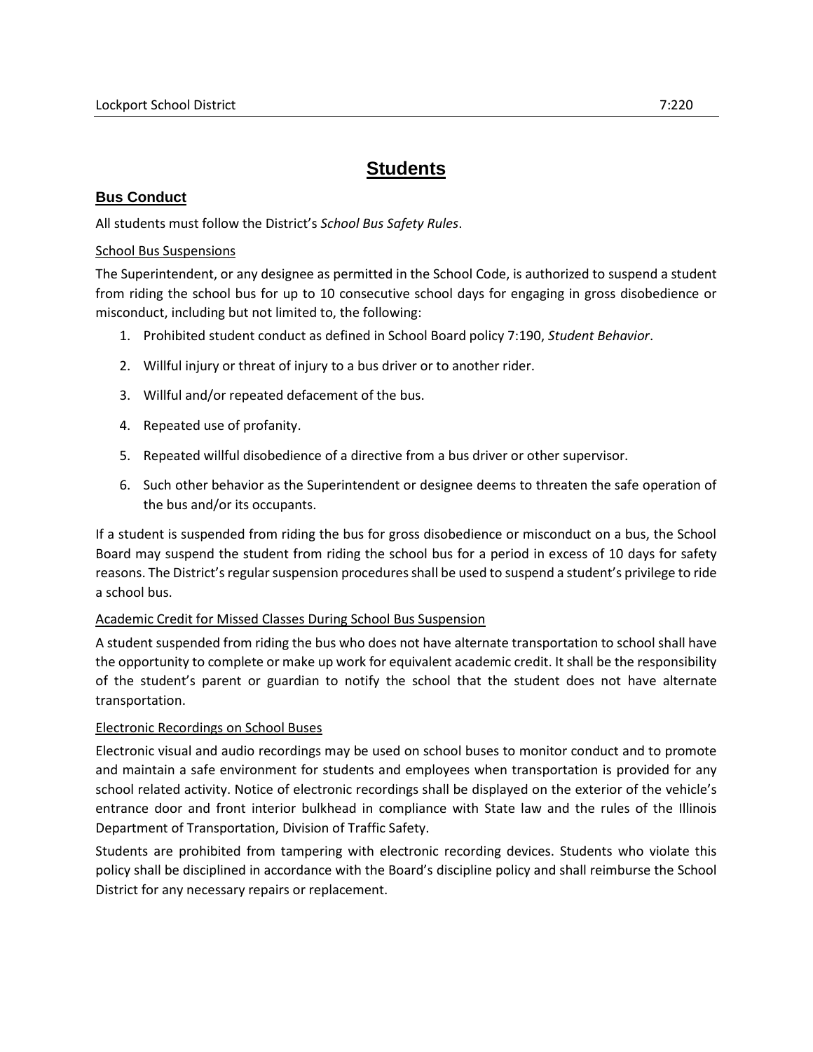# Students

## Bus Conduct

All students must follow the District's *School Bus Safety Rules*.

School Bus Suspensions

The Superintendent, or any designee as permitted in the School Code, is authorized to suspend a student from riding the school bus for up to 10 consecutive school days for engaging in gross disobedience or misconduct, including but not limited to, the following:

1. Prohibited student conduct as defined in School Board policy 7:190, *Student Behavior*.
2. Willful injury or threat of injury to a bus driver or to another rider.
3. Willful and/or repeated defacement of the bus.
4. Repeated use of profanity.
5. Repeated willful disobedience of a directive from a bus driver or other supervisor.
6. Such other behavior as the Superintendent or designee deems to threaten the safe operation of the bus and/or its occupants.

If a student is suspended from riding the bus for gross disobedience or misconduct on a bus, the School Board may suspend the student from riding the school bus for a period in excess of 10 days for safety reasons. The District's regular suspension procedures shall be used to suspend a student's privilege to ride a school bus.

Academic Credit for Missed Classes During School Bus Suspension

A student suspended from riding the bus who does not have alternate transportation to school shall have the opportunity to complete or make up work for equivalent academic credit. It shall be the responsibility of the student's parent or guardian to notify the school that the student does not have alternate transportation.

Electronic Recordings on School Buses

Electronic visual and audio recordings may be used on school buses to monitor conduct and to promote and maintain a safe environment for students and employees when transportation is provided for any school related activity. Notice of electronic recordings shall be displayed on the exterior of the vehicle's entrance door and front interior bulkhead in compliance with State law and the rules of the Illinois Department of Transportation, Division of Traffic Safety.

Students are prohibited from tampering with electronic recording devices. Students who violate this policy shall be disciplined in accordance with the Board's discipline policy and shall reimburse the School District for any necessary repairs or replacement.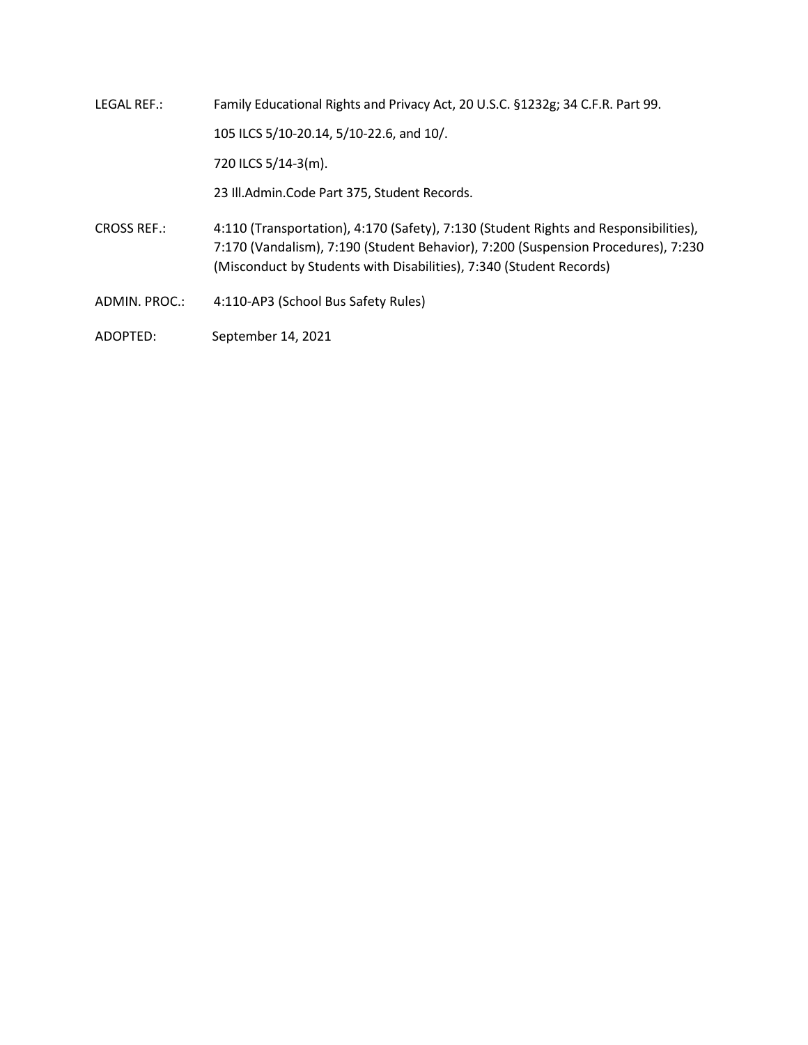LEGAL REF.: Family Educational Rights and Privacy Act, 20 U.S.C. §1232g; 34 C.F.R. Part 99.

105 ILCS 5/10-20.14, 5/10-22.6, and 10/.

720 ILCS 5/14-3(m).

23 Ill.Admin.Code Part 375, Student Records.

CROSS REF.: 4:110 (Transportation), 4:170 (Safety), 7:130 (Student Rights and Responsibilities), 7:170 (Vandalism), 7:190 (Student Behavior), 7:200 (Suspension Procedures), 7:230 (Misconduct by Students with Disabilities), 7:340 (Student Records)

ADMIN. PROC.: 4:110-AP3 (School Bus Safety Rules)

ADOPTED: September 14, 2021